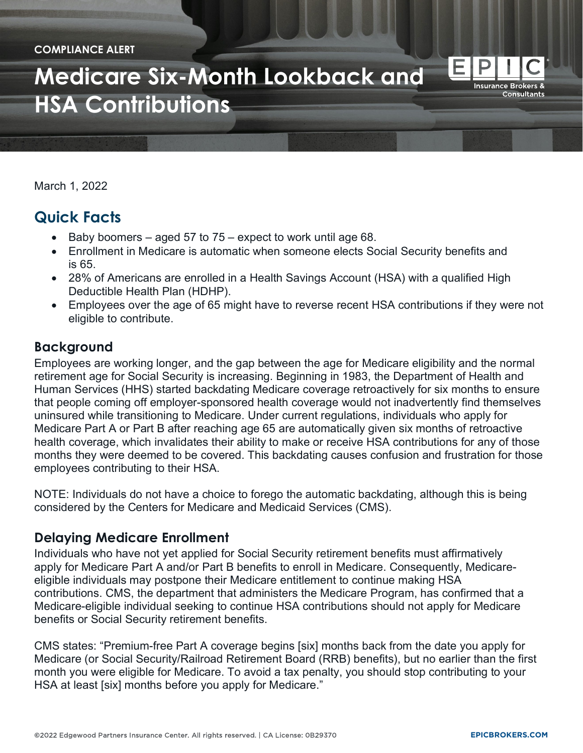COMPLIANCE ALERT

# Medicare Six-Month Lookback and HSA Contributions

March 1, 2022

## Quick Facts

- Baby boomers – aged 57 to 75 – expect to work until age 68.
- Enrollment in Medicare is automatic when someone elects Social Security benefits and is 65.
- 28% of Americans are enrolled in a Health Savings Account (HSA) with a qualified High Deductible Health Plan (HDHP).
- Employees over the age of 65 might have to reverse recent HSA contributions if they were not eligible to contribute.

### Background

Employees are working longer, and the gap between the age for Medicare eligibility and the normal retirement age for Social Security is increasing. Beginning in 1983, the Department of Health and Human Services (HHS) started backdating Medicare coverage retroactively for six months to ensure that people coming off employer-sponsored health coverage would not inadvertently find themselves uninsured while transitioning to Medicare. Under current regulations, individuals who apply for Medicare Part A or Part B after reaching age 65 are automatically given six months of retroactive health coverage, which invalidates their ability to make or receive HSA contributions for any of those months they were deemed to be covered. This backdating causes confusion and frustration for those employees contributing to their HSA.

NOTE: Individuals do not have a choice to forego the automatic backdating, although this is being considered by the Centers for Medicare and Medicaid Services (CMS).

### Delaying Medicare Enrollment

Individuals who have not yet applied for Social Security retirement benefits must affirmatively apply for Medicare Part A and/or Part B benefits to enroll in Medicare. Consequently, Medicare-eligible individuals may postpone their Medicare entitlement to continue making HSA contributions. CMS, the department that administers the Medicare Program, has confirmed that a Medicare-eligible individual seeking to continue HSA contributions should not apply for Medicare benefits or Social Security retirement benefits.

CMS states: "Premium-free Part A coverage begins [six] months back from the date you apply for Medicare (or Social Security/Railroad Retirement Board (RRB) benefits), but no earlier than the first month you were eligible for Medicare. To avoid a tax penalty, you should stop contributing to your HSA at least [six] months before you apply for Medicare."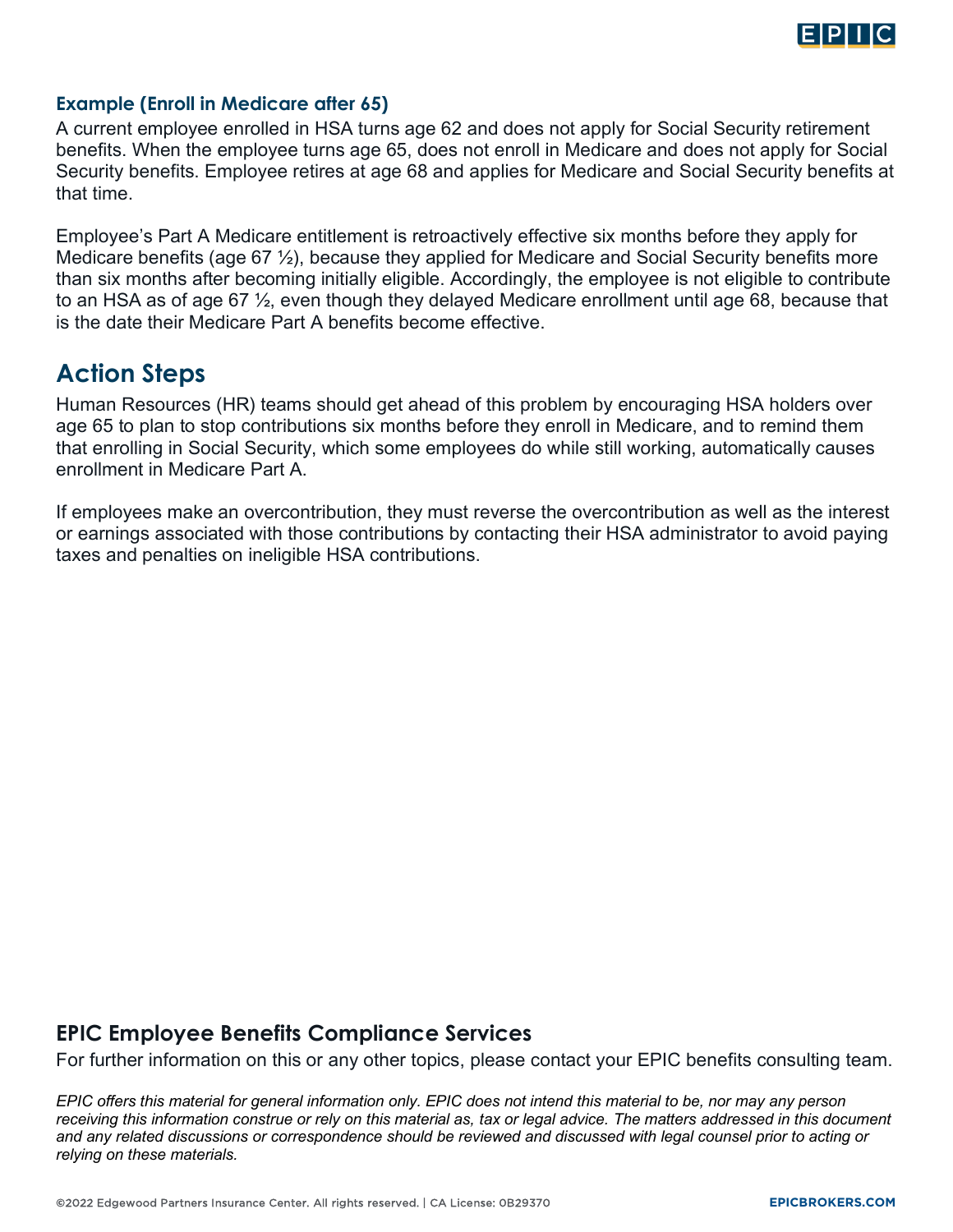### Example (Enroll in Medicare after 65)

A current employee enrolled in HSA turns age 62 and does not apply for Social Security retirement benefits. When the employee turns age 65, does not enroll in Medicare and does not apply for Social Security benefits. Employee retires at age 68 and applies for Medicare and Social Security benefits at that time.

Employee's Part A Medicare entitlement is retroactively effective six months before they apply for Medicare benefits (age 67 ½), because they applied for Medicare and Social Security benefits more than six months after becoming initially eligible. Accordingly, the employee is not eligible to contribute to an HSA as of age 67 ½, even though they delayed Medicare enrollment until age 68, because that is the date their Medicare Part A benefits become effective.

## Action Steps

Human Resources (HR) teams should get ahead of this problem by encouraging HSA holders over age 65 to plan to stop contributions six months before they enroll in Medicare, and to remind them that enrolling in Social Security, which some employees do while still working, automatically causes enrollment in Medicare Part A.

If employees make an overcontribution, they must reverse the overcontribution as well as the interest or earnings associated with those contributions by contacting their HSA administrator to avoid paying taxes and penalties on ineligible HSA contributions.

### EPIC Employee Benefits Compliance Services

For further information on this or any other topics, please contact your EPIC benefits consulting team.

*EPIC offers this material for general information only. EPIC does not intend this material to be, nor may any person receiving this information construe or rely on this material as, tax or legal advice. The matters addressed in this document and any related discussions or correspondence should be reviewed and discussed with legal counsel prior to acting or relying on these materials.*

©2022 Edgewood Partners Insurance Center. All rights reserved. | CA License: 0B29370 EPICBROKERS.COM